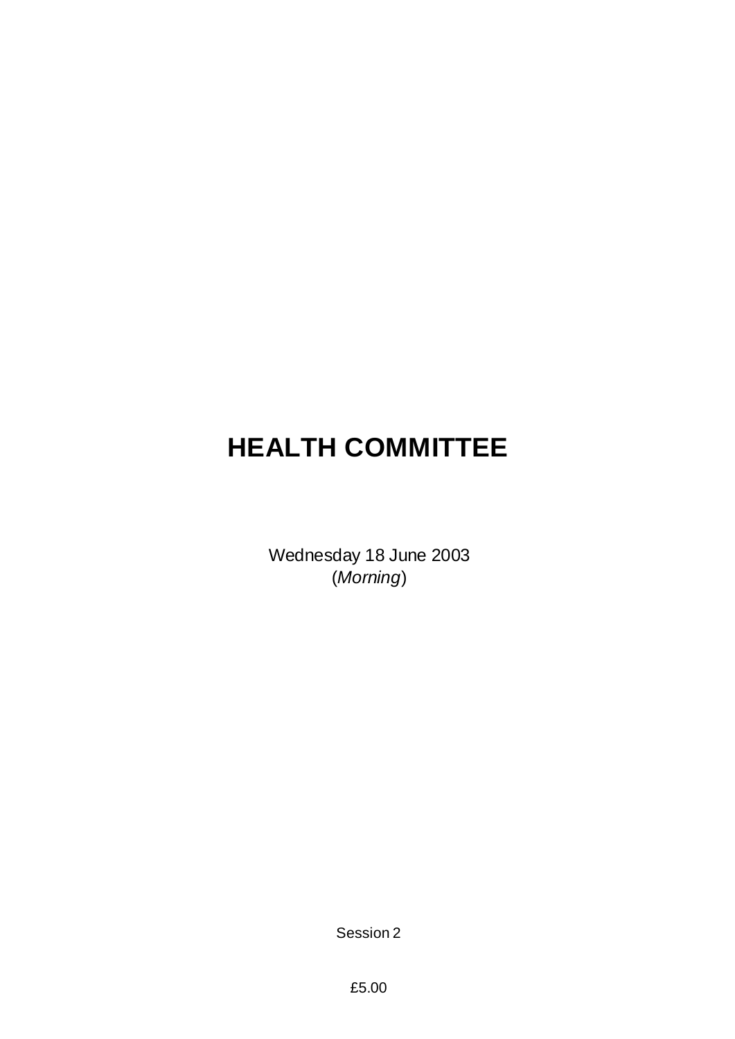# HEALTH COMMITTEE

Wednesday 18 June 2003
(*Morning*)

Session 2

£5.00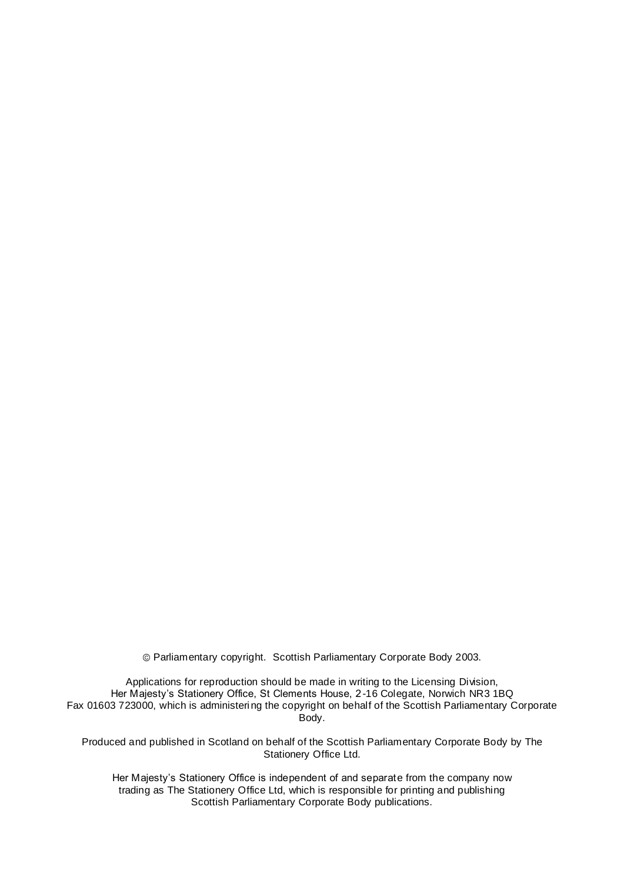© Parliamentary copyright. Scottish Parliamentary Corporate Body 2003.

Applications for reproduction should be made in writing to the Licensing Division, Her Majesty's Stationery Office, St Clements House, 2-16 Colegate, Norwich NR3 1BQ Fax 01603 723000, which is administering the copyright on behalf of the Scottish Parliamentary Corporate Body.

Produced and published in Scotland on behalf of the Scottish Parliamentary Corporate Body by The Stationery Office Ltd.

Her Majesty's Stationery Office is independent of and separate from the company now trading as The Stationery Office Ltd, which is responsible for printing and publishing Scottish Parliamentary Corporate Body publications.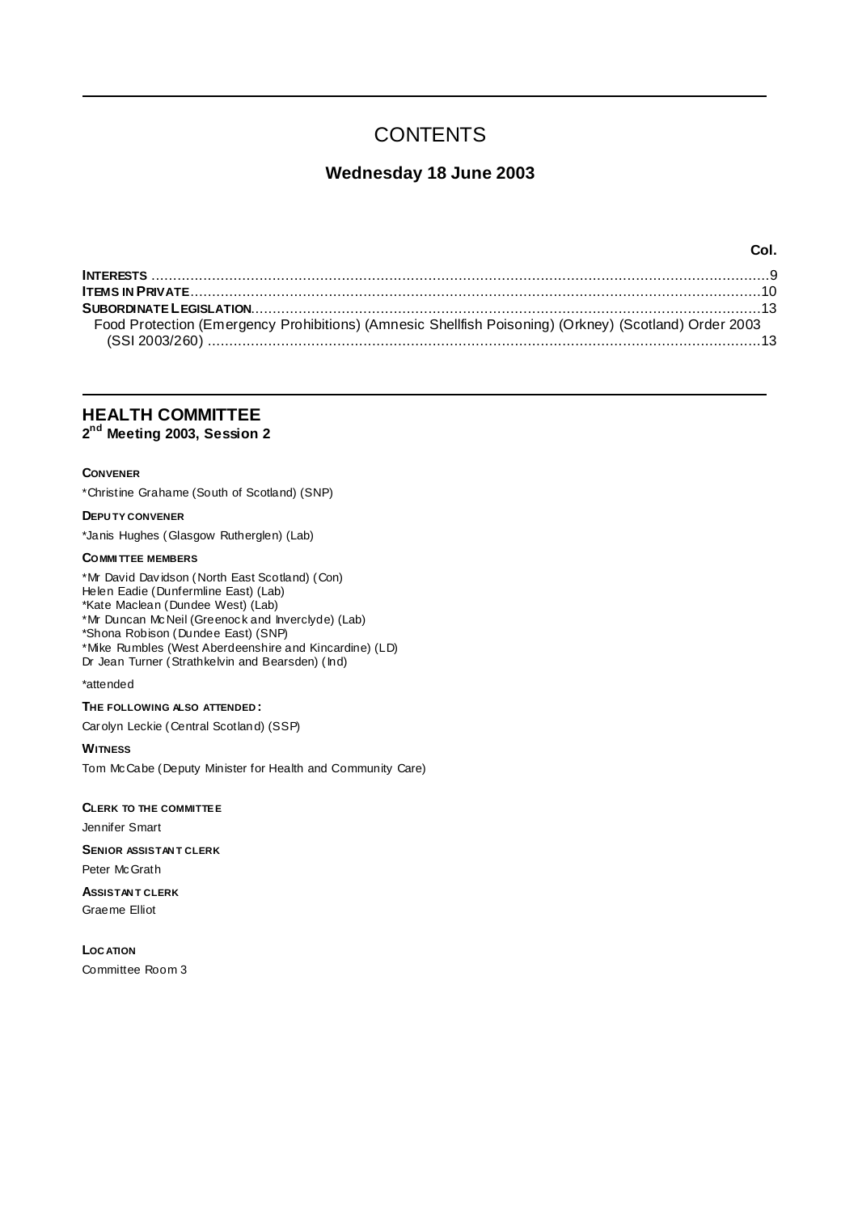# CONTENTS

## Wednesday 18 June 2003

| | Col. |
|---|---|
| **INTERESTS** | 9 |
| **ITEMS IN PRIVATE** | 10 |
| **SUBORDINATE LEGISLATION** | 13 |
| Food Protection (Emergency Prohibitions) (Amnesic Shellfish Poisoning) (Orkney) (Scotland) Order 2003 (SSI 2003/260) | 13 |

## HEALTH COMMITTEE
**2nd Meeting 2003, Session 2**

**CONVENER**

*Christine Grahame (South of Scotland) (SNP)

**DEPUTY CONVENER**

*Janis Hughes (Glasgow Rutherglen) (Lab)

**COMMITTEE MEMBERS**

*Mr David Davidson (North East Scotland) (Con)
Helen Eadie (Dunfermline East) (Lab)
*Kate Maclean (Dundee West) (Lab)
*Mr Duncan McNeil (Greenock and Inverclyde) (Lab)
*Shona Robison (Dundee East) (SNP)
*Mike Rumbles (West Aberdeenshire and Kincardine) (LD)
Dr Jean Turner (Strathkelvin and Bearsden) (Ind)

*attended

**THE FOLLOWING ALSO ATTENDED:**

Carolyn Leckie (Central Scotland) (SSP)

**WITNESS**

Tom McCabe (Deputy Minister for Health and Community Care)

**CLERK TO THE COMMITTEE**

Jennifer Smart

**SENIOR ASSISTANT CLERK**

Peter McGrath

**ASSISTANT CLERK**

Graeme Elliot

**LOCATION**

Committee Room 3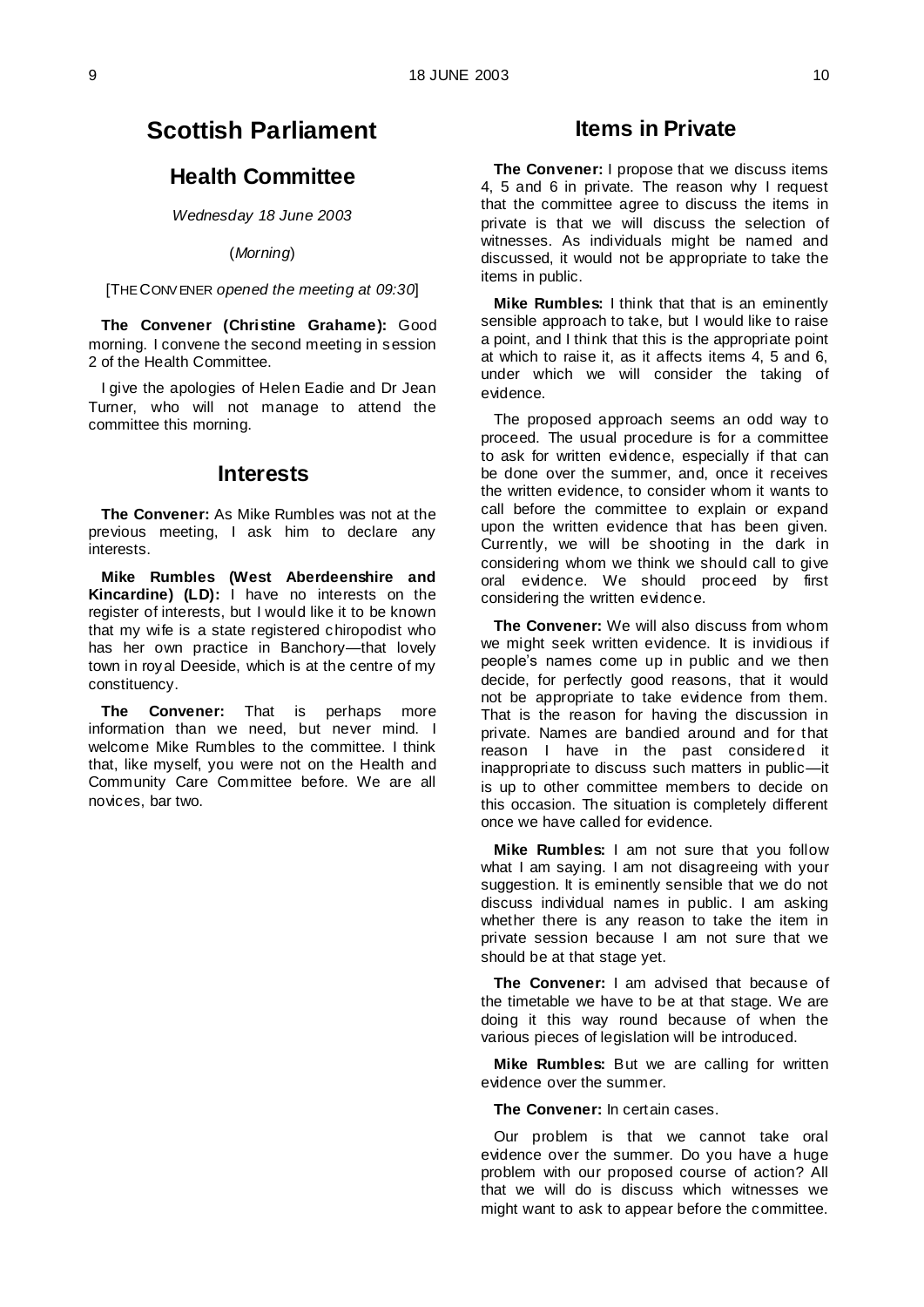# Scottish Parliament

## Health Committee

*Wednesday 18 June 2003*

(*Morning*)

[THE CONVENER *opened the meeting at 09:30*]

**The Convener (Christine Grahame):** Good morning. I convene the second meeting in session 2 of the Health Committee.

I give the apologies of Helen Eadie and Dr Jean Turner, who will not manage to attend the committee this morning.

## Interests

**The Convener:** As Mike Rumbles was not at the previous meeting, I ask him to declare any interests.

**Mike Rumbles (West Aberdeenshire and Kincardine) (LD):** I have no interests on the register of interests, but I would like it to be known that my wife is a state registered chiropodist who has her own practice in Banchory—that lovely town in royal Deeside, which is at the centre of my constituency.

**The Convener:** That is perhaps more information than we need, but never mind. I welcome Mike Rumbles to the committee. I think that, like myself, you were not on the Health and Community Care Committee before. We are all novices, bar two.

## Items in Private

**The Convener:** I propose that we discuss items 4, 5 and 6 in private. The reason why I request that the committee agree to discuss the items in private is that we will discuss the selection of witnesses. As individuals might be named and discussed, it would not be appropriate to take the items in public.

**Mike Rumbles:** I think that that is an eminently sensible approach to take, but I would like to raise a point, and I think that this is the appropriate point at which to raise it, as it affects items 4, 5 and 6, under which we will consider the taking of evidence.

The proposed approach seems an odd way to proceed. The usual procedure is for a committee to ask for written evidence, especially if that can be done over the summer, and, once it receives the written evidence, to consider whom it wants to call before the committee to explain or expand upon the written evidence that has been given. Currently, we will be shooting in the dark in considering whom we think we should call to give oral evidence. We should proceed by first considering the written evidence.

**The Convener:** We will also discuss from whom we might seek written evidence. It is invidious if people's names come up in public and we then decide, for perfectly good reasons, that it would not be appropriate to take evidence from them. That is the reason for having the discussion in private. Names are bandied around and for that reason I have in the past considered it inappropriate to discuss such matters in public—it is up to other committee members to decide on this occasion. The situation is completely different once we have called for evidence.

**Mike Rumbles:** I am not sure that you follow what I am saying. I am not disagreeing with your suggestion. It is eminently sensible that we do not discuss individual names in public. I am asking whether there is any reason to take the item in private session because I am not sure that we should be at that stage yet.

**The Convener:** I am advised that because of the timetable we have to be at that stage. We are doing it this way round because of when the various pieces of legislation will be introduced.

**Mike Rumbles:** But we are calling for written evidence over the summer.

**The Convener:** In certain cases.

Our problem is that we cannot take oral evidence over the summer. Do you have a huge problem with our proposed course of action? All that we will do is discuss which witnesses we might want to ask to appear before the committee.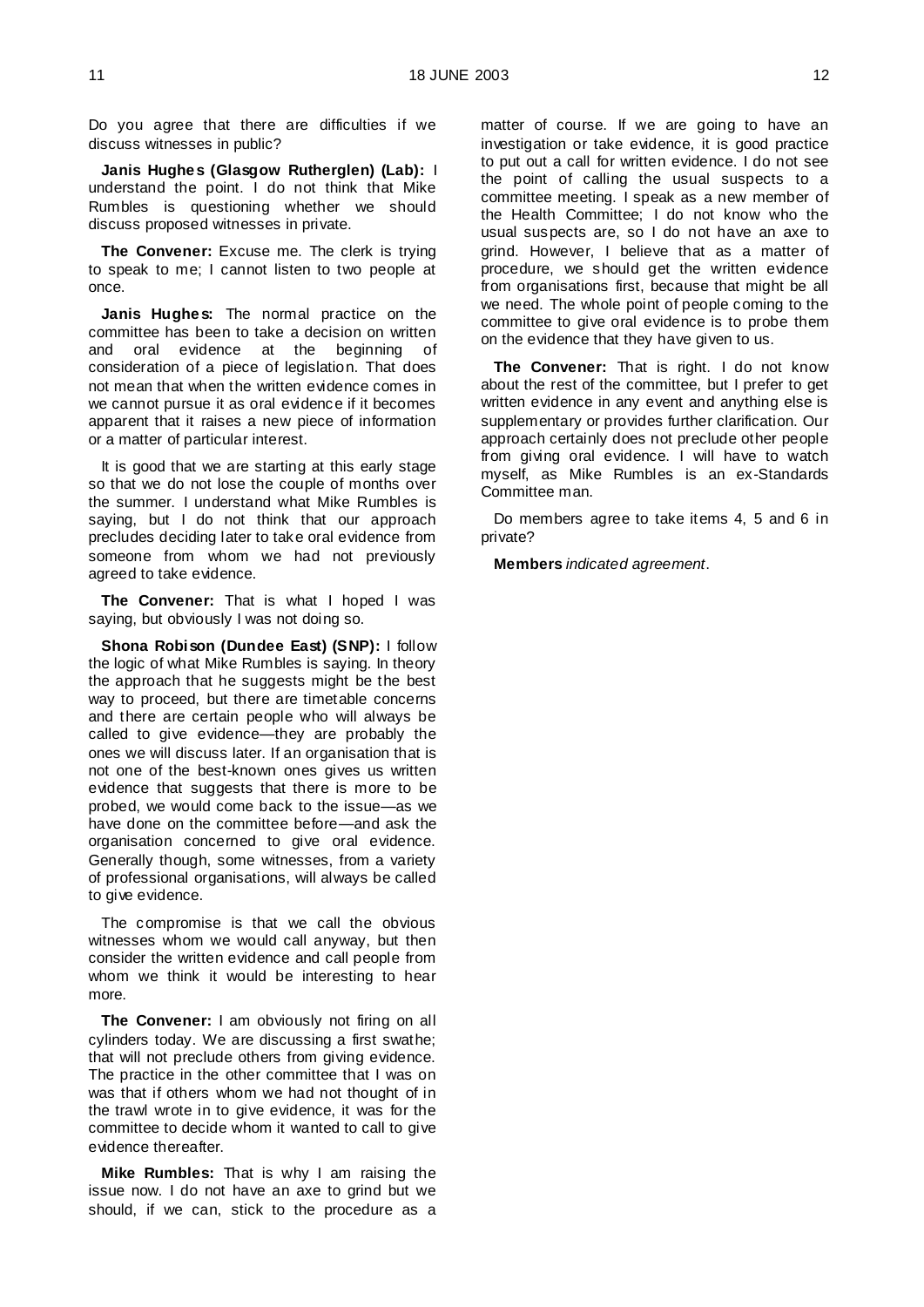Do you agree that there are difficulties if we discuss witnesses in public?

**Janis Hughes (Glasgow Rutherglen) (Lab):** I understand the point. I do not think that Mike Rumbles is questioning whether we should discuss proposed witnesses in private.

**The Convener:** Excuse me. The clerk is trying to speak to me; I cannot listen to two people at once.

**Janis Hughes:** The normal practice on the committee has been to take a decision on written and oral evidence at the beginning of consideration of a piece of legislation. That does not mean that when the written evidence comes in we cannot pursue it as oral evidence if it becomes apparent that it raises a new piece of information or a matter of particular interest.

It is good that we are starting at this early stage so that we do not lose the couple of months over the summer. I understand what Mike Rumbles is saying, but I do not think that our approach precludes deciding later to take oral evidence from someone from whom we had not previously agreed to take evidence.

**The Convener:** That is what I hoped I was saying, but obviously I was not doing so.

**Shona Robison (Dundee East) (SNP):** I follow the logic of what Mike Rumbles is saying. In theory the approach that he suggests might be the best way to proceed, but there are timetable concerns and there are certain people who will always be called to give evidence—they are probably the ones we will discuss later. If an organisation that is not one of the best-known ones gives us written evidence that suggests that there is more to be probed, we would come back to the issue—as we have done on the committee before—and ask the organisation concerned to give oral evidence. Generally though, some witnesses, from a variety of professional organisations, will always be called to give evidence.

The compromise is that we call the obvious witnesses whom we would call anyway, but then consider the written evidence and call people from whom we think it would be interesting to hear more.

**The Convener:** I am obviously not firing on all cylinders today. We are discussing a first swathe; that will not preclude others from giving evidence. The practice in the other committee that I was on was that if others whom we had not thought of in the trawl wrote in to give evidence, it was for the committee to decide whom it wanted to call to give evidence thereafter.

**Mike Rumbles:** That is why I am raising the issue now. I do not have an axe to grind but we should, if we can, stick to the procedure as a matter of course. If we are going to have an investigation or take evidence, it is good practice to put out a call for written evidence. I do not see the point of calling the usual suspects to a committee meeting. I speak as a new member of the Health Committee; I do not know who the usual suspects are, so I do not have an axe to grind. However, I believe that as a matter of procedure, we should get the written evidence from organisations first, because that might be all we need. The whole point of people coming to the committee to give oral evidence is to probe them on the evidence that they have given to us.

**The Convener:** That is right. I do not know about the rest of the committee, but I prefer to get written evidence in any event and anything else is supplementary or provides further clarification. Our approach certainly does not preclude other people from giving oral evidence. I will have to watch myself, as Mike Rumbles is an ex-Standards Committee man.

Do members agree to take items 4, 5 and 6 in private?

**Members** *indicated agreement*.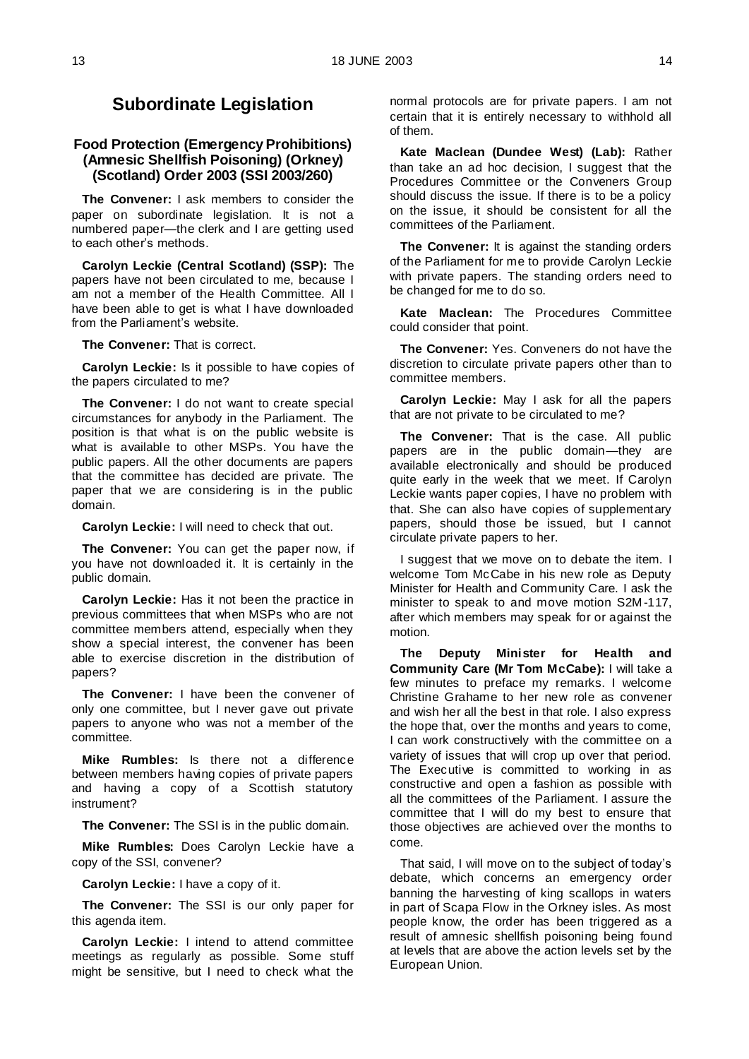# Subordinate Legislation

### Food Protection (Emergency Prohibitions) (Amnesic Shellfish Poisoning) (Orkney) (Scotland) Order 2003 (SSI 2003/260)

**The Convener:** I ask members to consider the paper on subordinate legislation. It is not a numbered paper—the clerk and I are getting used to each other's methods.

**Carolyn Leckie (Central Scotland) (SSP):** The papers have not been circulated to me, because I am not a member of the Health Committee. All I have been able to get is what I have downloaded from the Parliament's website.

**The Convener:** That is correct.

**Carolyn Leckie:** Is it possible to have copies of the papers circulated to me?

**The Convener:** I do not want to create special circumstances for anybody in the Parliament. The position is that what is on the public website is what is available to other MSPs. You have the public papers. All the other documents are papers that the committee has decided are private. The paper that we are considering is in the public domain.

**Carolyn Leckie:** I will need to check that out.

**The Convener:** You can get the paper now, if you have not downloaded it. It is certainly in the public domain.

**Carolyn Leckie:** Has it not been the practice in previous committees that when MSPs who are not committee members attend, especially when they show a special interest, the convener has been able to exercise discretion in the distribution of papers?

**The Convener:** I have been the convener of only one committee, but I never gave out private papers to anyone who was not a member of the committee.

**Mike Rumbles:** Is there not a difference between members having copies of private papers and having a copy of a Scottish statutory instrument?

**The Convener:** The SSI is in the public domain.

**Mike Rumbles:** Does Carolyn Leckie have a copy of the SSI, convener?

**Carolyn Leckie:** I have a copy of it.

**The Convener:** The SSI is our only paper for this agenda item.

**Carolyn Leckie:** I intend to attend committee meetings as regularly as possible. Some stuff might be sensitive, but I need to check what the normal protocols are for private papers. I am not certain that it is entirely necessary to withhold all of them.

**Kate Maclean (Dundee West) (Lab):** Rather than take an ad hoc decision, I suggest that the Procedures Committee or the Conveners Group should discuss the issue. If there is to be a policy on the issue, it should be consistent for all the committees of the Parliament.

**The Convener:** It is against the standing orders of the Parliament for me to provide Carolyn Leckie with private papers. The standing orders need to be changed for me to do so.

**Kate Maclean:** The Procedures Committee could consider that point.

**The Convener:** Yes. Conveners do not have the discretion to circulate private papers other than to committee members.

**Carolyn Leckie:** May I ask for all the papers that are not private to be circulated to me?

**The Convener:** That is the case. All public papers are in the public domain—they are available electronically and should be produced quite early in the week that we meet. If Carolyn Leckie wants paper copies, I have no problem with that. She can also have copies of supplementary papers, should those be issued, but I cannot circulate private papers to her.

I suggest that we move on to debate the item. I welcome Tom McCabe in his new role as Deputy Minister for Health and Community Care. I ask the minister to speak to and move motion S2M-117, after which members may speak for or against the motion.

**The Deputy Minister for Health and Community Care (Mr Tom McCabe):** I will take a few minutes to preface my remarks. I welcome Christine Grahame to her new role as convener and wish her all the best in that role. I also express the hope that, over the months and years to come, I can work constructively with the committee on a variety of issues that will crop up over that period. The Executive is committed to working in as constructive and open a fashion as possible with all the committees of the Parliament. I assure the committee that I will do my best to ensure that those objectives are achieved over the months to come.

That said, I will move on to the subject of today's debate, which concerns an emergency order banning the harvesting of king scallops in waters in part of Scapa Flow in the Orkney isles. As most people know, the order has been triggered as a result of amnesic shellfish poisoning being found at levels that are above the action levels set by the European Union.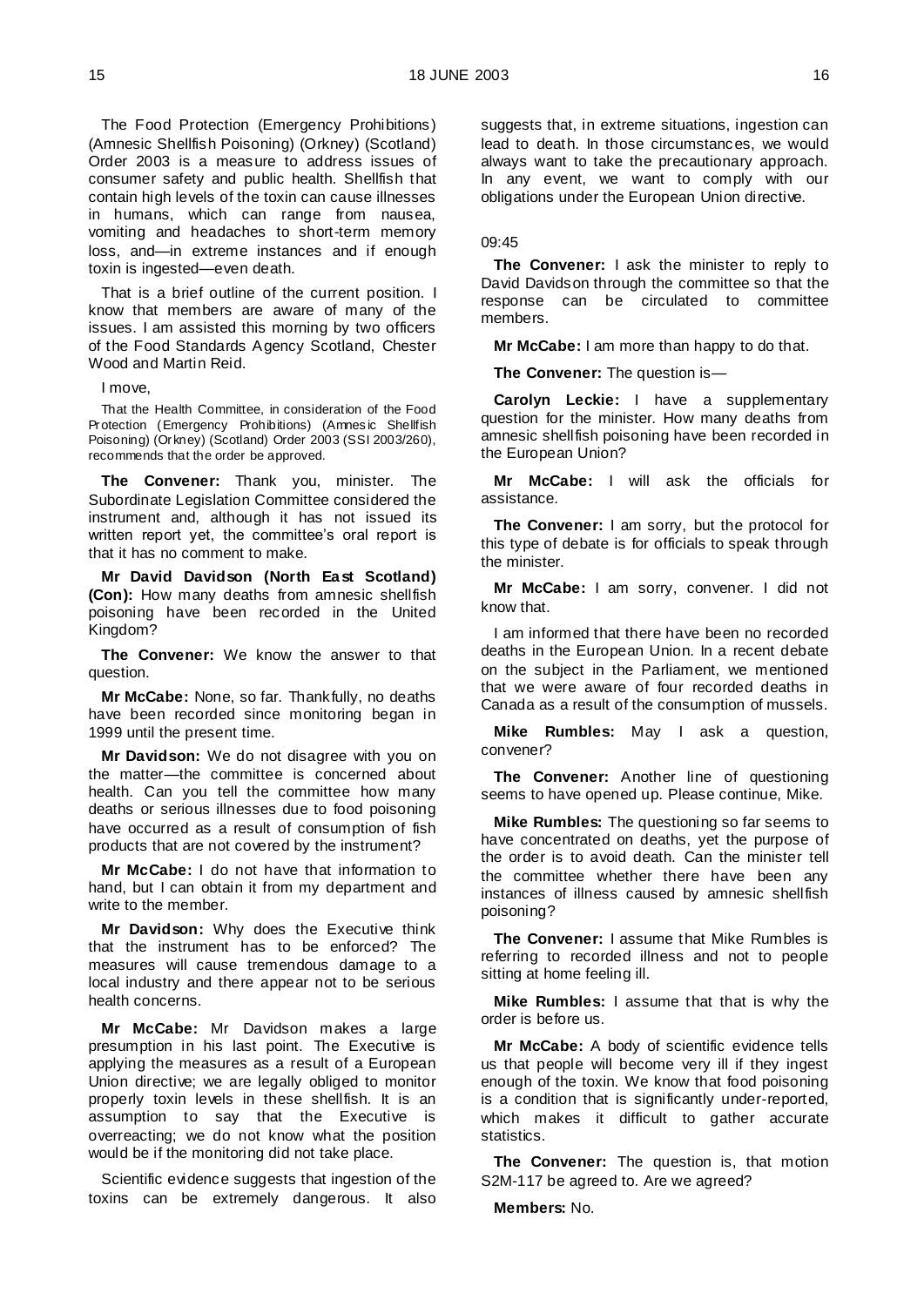The Food Protection (Emergency Prohibitions) (Amnesic Shellfish Poisoning) (Orkney) (Scotland) Order 2003 is a measure to address issues of consumer safety and public health. Shellfish that contain high levels of the toxin can cause illnesses in humans, which can range from nausea, vomiting and headaches to short-term memory loss, and—in extreme instances and if enough toxin is ingested—even death.

That is a brief outline of the current position. I know that members are aware of many of the issues. I am assisted this morning by two officers of the Food Standards Agency Scotland, Chester Wood and Martin Reid.

I move,

That the Health Committee, in consideration of the Food Protection (Emergency Prohibitions) (Amnesic Shellfish Poisoning) (Orkney) (Scotland) Order 2003 (SSI 2003/260), recommends that the order be approved.

**The Convener:** Thank you, minister. The Subordinate Legislation Committee considered the instrument and, although it has not issued its written report yet, the committee's oral report is that it has no comment to make.

**Mr David Davidson (North East Scotland) (Con):** How many deaths from amnesic shellfish poisoning have been recorded in the United Kingdom?

**The Convener:** We know the answer to that question.

**Mr McCabe:** None, so far. Thankfully, no deaths have been recorded since monitoring began in 1999 until the present time.

**Mr Davidson:** We do not disagree with you on the matter—the committee is concerned about health. Can you tell the committee how many deaths or serious illnesses due to food poisoning have occurred as a result of consumption of fish products that are not covered by the instrument?

**Mr McCabe:** I do not have that information to hand, but I can obtain it from my department and write to the member.

**Mr Davidson:** Why does the Executive think that the instrument has to be enforced? The measures will cause tremendous damage to a local industry and there appear not to be serious health concerns.

**Mr McCabe:** Mr Davidson makes a large presumption in his last point. The Executive is applying the measures as a result of a European Union directive; we are legally obliged to monitor properly toxin levels in these shellfish. It is an assumption to say that the Executive is overreacting; we do not know what the position would be if the monitoring did not take place.

Scientific evidence suggests that ingestion of the toxins can be extremely dangerous. It also suggests that, in extreme situations, ingestion can lead to death. In those circumstances, we would always want to take the precautionary approach. In any event, we want to comply with our obligations under the European Union directive.

09:45

**The Convener:** I ask the minister to reply to David Davidson through the committee so that the response can be circulated to committee members.

**Mr McCabe:** I am more than happy to do that.

**The Convener:** The question is—

**Carolyn Leckie:** I have a supplementary question for the minister. How many deaths from amnesic shellfish poisoning have been recorded in the European Union?

**Mr McCabe:** I will ask the officials for assistance.

**The Convener:** I am sorry, but the protocol for this type of debate is for officials to speak through the minister.

**Mr McCabe:** I am sorry, convener. I did not know that.

I am informed that there have been no recorded deaths in the European Union. In a recent debate on the subject in the Parliament, we mentioned that we were aware of four recorded deaths in Canada as a result of the consumption of mussels.

**Mike Rumbles:** May I ask a question, convener?

**The Convener:** Another line of questioning seems to have opened up. Please continue, Mike.

**Mike Rumbles:** The questioning so far seems to have concentrated on deaths, yet the purpose of the order is to avoid death. Can the minister tell the committee whether there have been any instances of illness caused by amnesic shellfish poisoning?

**The Convener:** I assume that Mike Rumbles is referring to recorded illness and not to people sitting at home feeling ill.

**Mike Rumbles:** I assume that that is why the order is before us.

**Mr McCabe:** A body of scientific evidence tells us that people will become very ill if they ingest enough of the toxin. We know that food poisoning is a condition that is significantly under-reported, which makes it difficult to gather accurate statistics.

**The Convener:** The question is, that motion S2M-117 be agreed to. Are we agreed?

**Members:** No.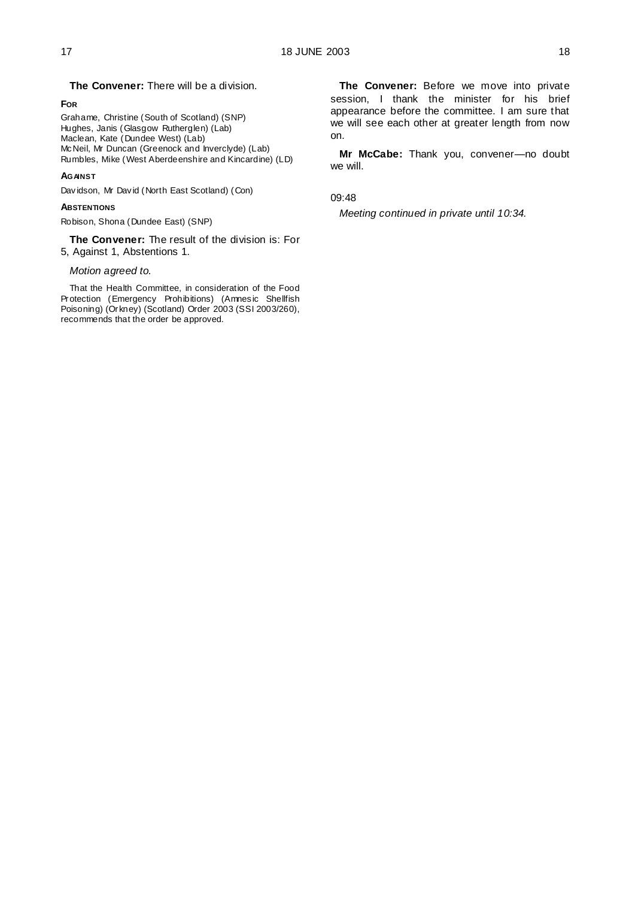**The Convener:** There will be a division.

**FOR**

Grahame, Christine (South of Scotland) (SNP)
Hughes, Janis (Glasgow Rutherglen) (Lab)
Maclean, Kate (Dundee West) (Lab)
McNeil, Mr Duncan (Greenock and Inverclyde) (Lab)
Rumbles, Mike (West Aberdeenshire and Kincardine) (LD)

**AGAINST**

Davidson, Mr David (North East Scotland) (Con)

**ABSTENTIONS**

Robison, Shona (Dundee East) (SNP)

**The Convener:** The result of the division is: For 5, Against 1, Abstentions 1.

*Motion agreed to.*

That the Health Committee, in consideration of the Food Protection (Emergency Prohibitions) (Amnesic Shellfish Poisoning) (Orkney) (Scotland) Order 2003 (SSI 2003/260), recommends that the order be approved.

**The Convener:** Before we move into private session, I thank the minister for his brief appearance before the committee. I am sure that we will see each other at greater length from now on.

**Mr McCabe:** Thank you, convener—no doubt we will.

09:48

*Meeting continued in private until 10:34.*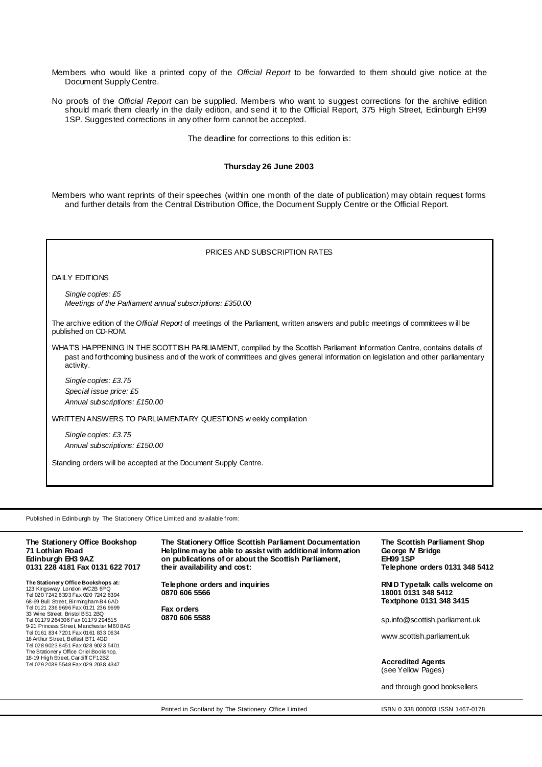Members who would like a printed copy of the *Official Report* to be forwarded to them should give notice at the Document Supply Centre.

No proofs of the *Official Report* can be supplied. Members who want to suggest corrections for the archive edition should mark them clearly in the daily edition, and send it to the Official Report, 375 High Street, Edinburgh EH99 1SP. Suggested corrections in any other form cannot be accepted.

The deadline for corrections to this edition is:

**Thursday 26 June 2003**

Members who want reprints of their speeches (within one month of the date of publication) may obtain request forms and further details from the Central Distribution Office, the Document Supply Centre or the Official Report.

PRICES AND SUBSCRIPTION RATES

DAILY EDITIONS

*Single copies: £5*
*Meetings of the Parliament annual subscriptions: £350.00*

The archive edition of the *Official Report* of meetings of the Parliament, written answers and public meetings of committees will be published on CD-ROM.

WHAT'S HAPPENING IN THE SCOTTISH PARLIAMENT, compiled by the Scottish Parliament Information Centre, contains details of past and forthcoming business and of the work of committees and gives general information on legislation and other parliamentary activity.

*Single copies: £3.75*
*Special issue price: £5*
*Annual subscriptions: £150.00*

WRITTEN ANSWERS TO PARLIAMENTARY QUESTIONS weekly compilation

*Single copies: £3.75*
*Annual subscriptions: £150.00*

Standing orders will be accepted at the Document Supply Centre.

Published in Edinburgh by The Stationery Office Limited and available from:

**The Stationery Office Bookshop**
**71 Lothian Road**
**Edinburgh EH3 9AZ**
**0131 228 4181 Fax 0131 622 7017**

**The Stationery Office Bookshops at:**
123 Kingsway, London WC2B 6PQ
Tel 020 7242 6393 Fax 020 7242 6394
68-69 Bull Street, Birmingham B4 6AD
Tel 0121 236 9696 Fax 0121 236 9699
33 Wine Street, Bristol BS1 2BQ
Tel 01179 264306 Fax 01179 294515
9-21 Princess Street, Manchester M60 8AS
Tel 0161 834 7201 Fax 0161 833 0634
16 Arthur Street, Belfast BT1 4GD
Tel 028 9023 8451 Fax 028 9023 5401
The Stationery Office Oriel Bookshop,
18-19 High Street, Cardiff CF12BZ
Tel 029 2039 5548 Fax 029 2038 4347

**The Stationery Office Scottish Parliament Documentation Helpline may be able to assist with additional information on publications of or about the Scottish Parliament, their availability and cost:**

**Telephone orders and inquiries**
**0870 606 5566**

**Fax orders**
**0870 606 5588**

**The Scottish Parliament Shop**
**George IV Bridge**
**EH99 1SP**
**Telephone orders 0131 348 5412**

**RNID Typetalk calls welcome on**
**18001 0131 348 5412**
**Textphone 0131 348 3415**

sp.info@scottish.parliament.uk

www.scottish.parliament.uk

**Accredited Agents**
(see Yellow Pages)

and through good booksellers

Printed in Scotland by The Stationery Office Limited

ISBN 0 338 000003 ISSN 1467-0178